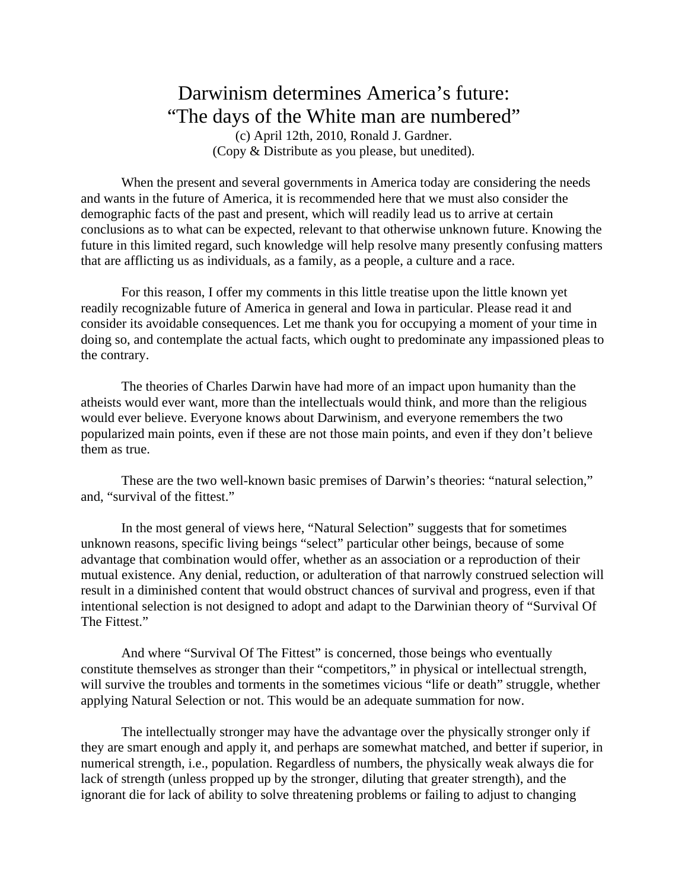# Darwinism determines America's future: "The days of the White man are numbered"

(c) April 12th, 2010, Ronald J. Gardner.
(Copy & Distribute as you please, but unedited).

When the present and several governments in America today are considering the needs and wants in the future of America, it is recommended here that we must also consider the demographic facts of the past and present, which will readily lead us to arrive at certain conclusions as to what can be expected, relevant to that otherwise unknown future. Knowing the future in this limited regard, such knowledge will help resolve many presently confusing matters that are afflicting us as individuals, as a family, as a people, a culture and a race.

For this reason, I offer my comments in this little treatise upon the little known yet readily recognizable future of America in general and Iowa in particular. Please read it and consider its avoidable consequences. Let me thank you for occupying a moment of your time in doing so, and contemplate the actual facts, which ought to predominate any impassioned pleas to the contrary.

The theories of Charles Darwin have had more of an impact upon humanity than the atheists would ever want, more than the intellectuals would think, and more than the religious would ever believe. Everyone knows about Darwinism, and everyone remembers the two popularized main points, even if these are not those main points, and even if they don't believe them as true.

These are the two well-known basic premises of Darwin's theories: "natural selection," and, "survival of the fittest."

In the most general of views here, "Natural Selection" suggests that for sometimes unknown reasons, specific living beings "select" particular other beings, because of some advantage that combination would offer, whether as an association or a reproduction of their mutual existence. Any denial, reduction, or adulteration of that narrowly construed selection will result in a diminished content that would obstruct chances of survival and progress, even if that intentional selection is not designed to adopt and adapt to the Darwinian theory of "Survival Of The Fittest."

And where "Survival Of The Fittest" is concerned, those beings who eventually constitute themselves as stronger than their "competitors," in physical or intellectual strength, will survive the troubles and torments in the sometimes vicious "life or death" struggle, whether applying Natural Selection or not. This would be an adequate summation for now.

The intellectually stronger may have the advantage over the physically stronger only if they are smart enough and apply it, and perhaps are somewhat matched, and better if superior, in numerical strength, i.e., population. Regardless of numbers, the physically weak always die for lack of strength (unless propped up by the stronger, diluting that greater strength), and the ignorant die for lack of ability to solve threatening problems or failing to adjust to changing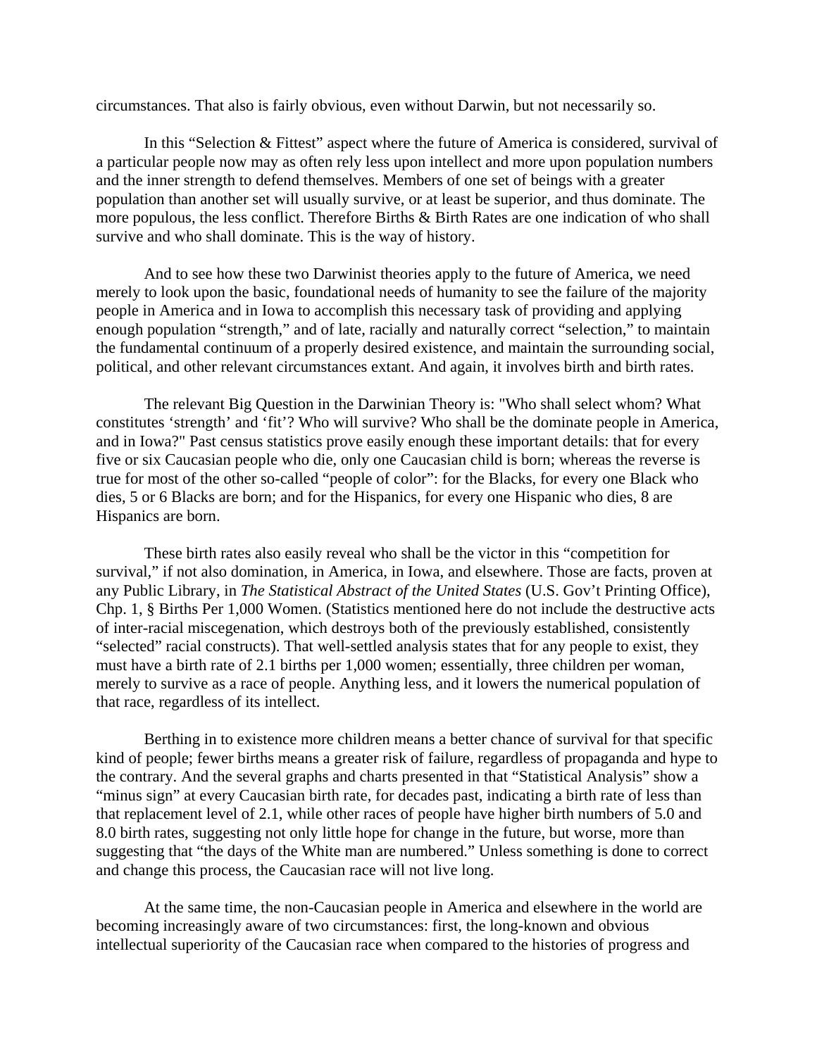circumstances. That also is fairly obvious, even without Darwin, but not necessarily so.

In this "Selection & Fittest" aspect where the future of America is considered, survival of a particular people now may as often rely less upon intellect and more upon population numbers and the inner strength to defend themselves. Members of one set of beings with a greater population than another set will usually survive, or at least be superior, and thus dominate. The more populous, the less conflict. Therefore Births & Birth Rates are one indication of who shall survive and who shall dominate. This is the way of history.

And to see how these two Darwinist theories apply to the future of America, we need merely to look upon the basic, foundational needs of humanity to see the failure of the majority people in America and in Iowa to accomplish this necessary task of providing and applying enough population "strength," and of late, racially and naturally correct "selection," to maintain the fundamental continuum of a properly desired existence, and maintain the surrounding social, political, and other relevant circumstances extant. And again, it involves birth and birth rates.

The relevant Big Question in the Darwinian Theory is: "Who shall select whom? What constitutes 'strength' and 'fit'? Who will survive? Who shall be the dominate people in America, and in Iowa?" Past census statistics prove easily enough these important details: that for every five or six Caucasian people who die, only one Caucasian child is born; whereas the reverse is true for most of the other so-called "people of color": for the Blacks, for every one Black who dies, 5 or 6 Blacks are born; and for the Hispanics, for every one Hispanic who dies, 8 are Hispanics are born.

These birth rates also easily reveal who shall be the victor in this "competition for survival," if not also domination, in America, in Iowa, and elsewhere. Those are facts, proven at any Public Library, in *The Statistical Abstract of the United States* (U.S. Gov't Printing Office), Chp. 1, § Births Per 1,000 Women. (Statistics mentioned here do not include the destructive acts of inter-racial miscegenation, which destroys both of the previously established, consistently "selected" racial constructs). That well-settled analysis states that for any people to exist, they must have a birth rate of 2.1 births per 1,000 women; essentially, three children per woman, merely to survive as a race of people. Anything less, and it lowers the numerical population of that race, regardless of its intellect.

Berthing in to existence more children means a better chance of survival for that specific kind of people; fewer births means a greater risk of failure, regardless of propaganda and hype to the contrary. And the several graphs and charts presented in that "Statistical Analysis" show a "minus sign" at every Caucasian birth rate, for decades past, indicating a birth rate of less than that replacement level of 2.1, while other races of people have higher birth numbers of 5.0 and 8.0 birth rates, suggesting not only little hope for change in the future, but worse, more than suggesting that "the days of the White man are numbered." Unless something is done to correct and change this process, the Caucasian race will not live long.

At the same time, the non-Caucasian people in America and elsewhere in the world are becoming increasingly aware of two circumstances: first, the long-known and obvious intellectual superiority of the Caucasian race when compared to the histories of progress and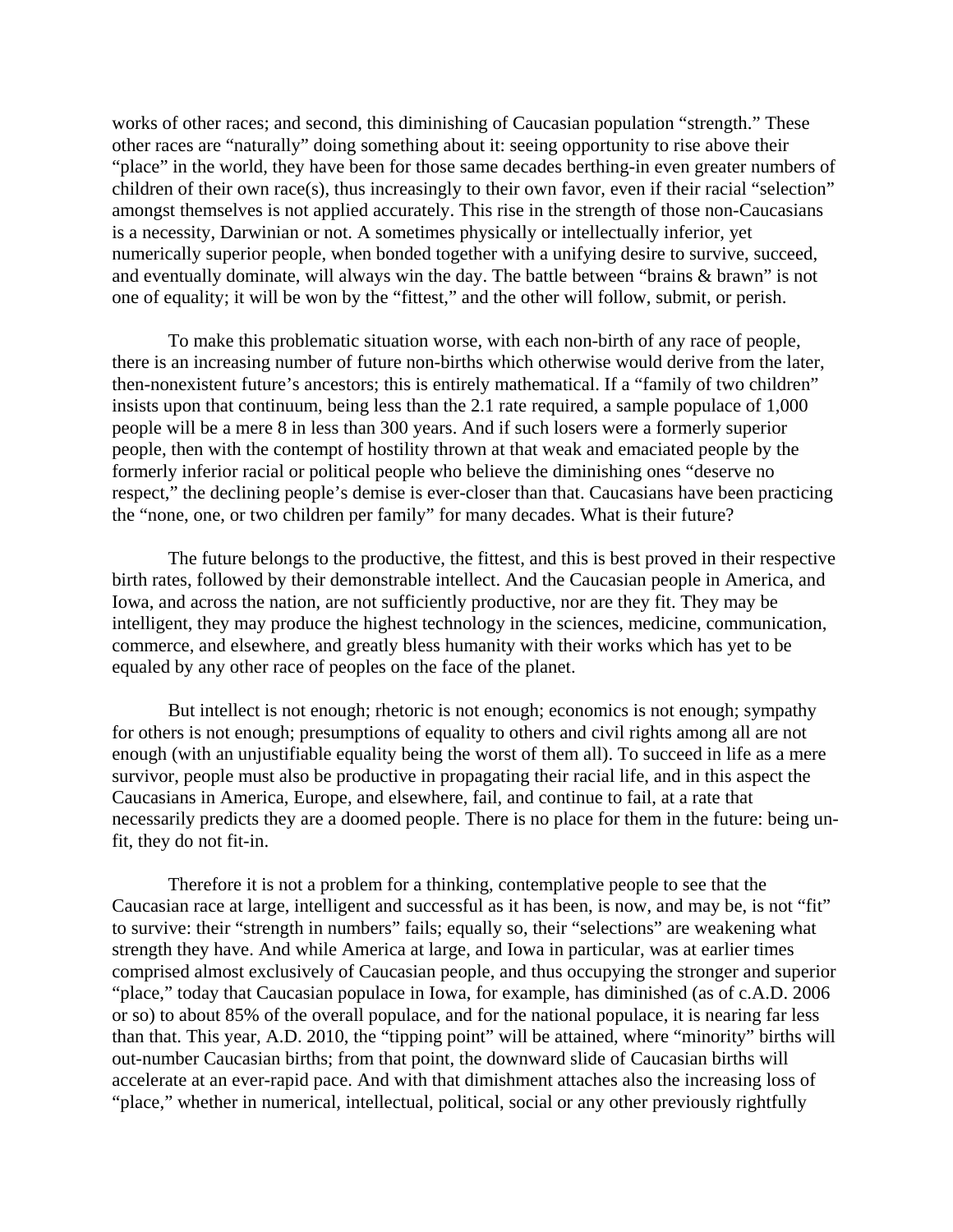works of other races; and second, this diminishing of Caucasian population "strength." These other races are "naturally" doing something about it: seeing opportunity to rise above their "place" in the world, they have been for those same decades berthing-in even greater numbers of children of their own race(s), thus increasingly to their own favor, even if their racial "selection" amongst themselves is not applied accurately. This rise in the strength of those non-Caucasians is a necessity, Darwinian or not. A sometimes physically or intellectually inferior, yet numerically superior people, when bonded together with a unifying desire to survive, succeed, and eventually dominate, will always win the day. The battle between "brains & brawn" is not one of equality; it will be won by the "fittest," and the other will follow, submit, or perish.

To make this problematic situation worse, with each non-birth of any race of people, there is an increasing number of future non-births which otherwise would derive from the later, then-nonexistent future's ancestors; this is entirely mathematical. If a "family of two children" insists upon that continuum, being less than the 2.1 rate required, a sample populace of 1,000 people will be a mere 8 in less than 300 years. And if such losers were a formerly superior people, then with the contempt of hostility thrown at that weak and emaciated people by the formerly inferior racial or political people who believe the diminishing ones "deserve no respect," the declining people's demise is ever-closer than that. Caucasians have been practicing the "none, one, or two children per family" for many decades. What is their future?

The future belongs to the productive, the fittest, and this is best proved in their respective birth rates, followed by their demonstrable intellect. And the Caucasian people in America, and Iowa, and across the nation, are not sufficiently productive, nor are they fit. They may be intelligent, they may produce the highest technology in the sciences, medicine, communication, commerce, and elsewhere, and greatly bless humanity with their works which has yet to be equaled by any other race of peoples on the face of the planet.

But intellect is not enough; rhetoric is not enough; economics is not enough; sympathy for others is not enough; presumptions of equality to others and civil rights among all are not enough (with an unjustifiable equality being the worst of them all). To succeed in life as a mere survivor, people must also be productive in propagating their racial life, and in this aspect the Caucasians in America, Europe, and elsewhere, fail, and continue to fail, at a rate that necessarily predicts they are a doomed people. There is no place for them in the future: being un-fit, they do not fit-in.

Therefore it is not a problem for a thinking, contemplative people to see that the Caucasian race at large, intelligent and successful as it has been, is now, and may be, is not "fit" to survive: their "strength in numbers" fails; equally so, their "selections" are weakening what strength they have. And while America at large, and Iowa in particular, was at earlier times comprised almost exclusively of Caucasian people, and thus occupying the stronger and superior "place," today that Caucasian populace in Iowa, for example, has diminished (as of c.A.D. 2006 or so) to about 85% of the overall populace, and for the national populace, it is nearing far less than that. This year, A.D. 2010, the "tipping point" will be attained, where "minority" births will out-number Caucasian births; from that point, the downward slide of Caucasian births will accelerate at an ever-rapid pace. And with that dimishment attaches also the increasing loss of "place," whether in numerical, intellectual, political, social or any other previously rightfully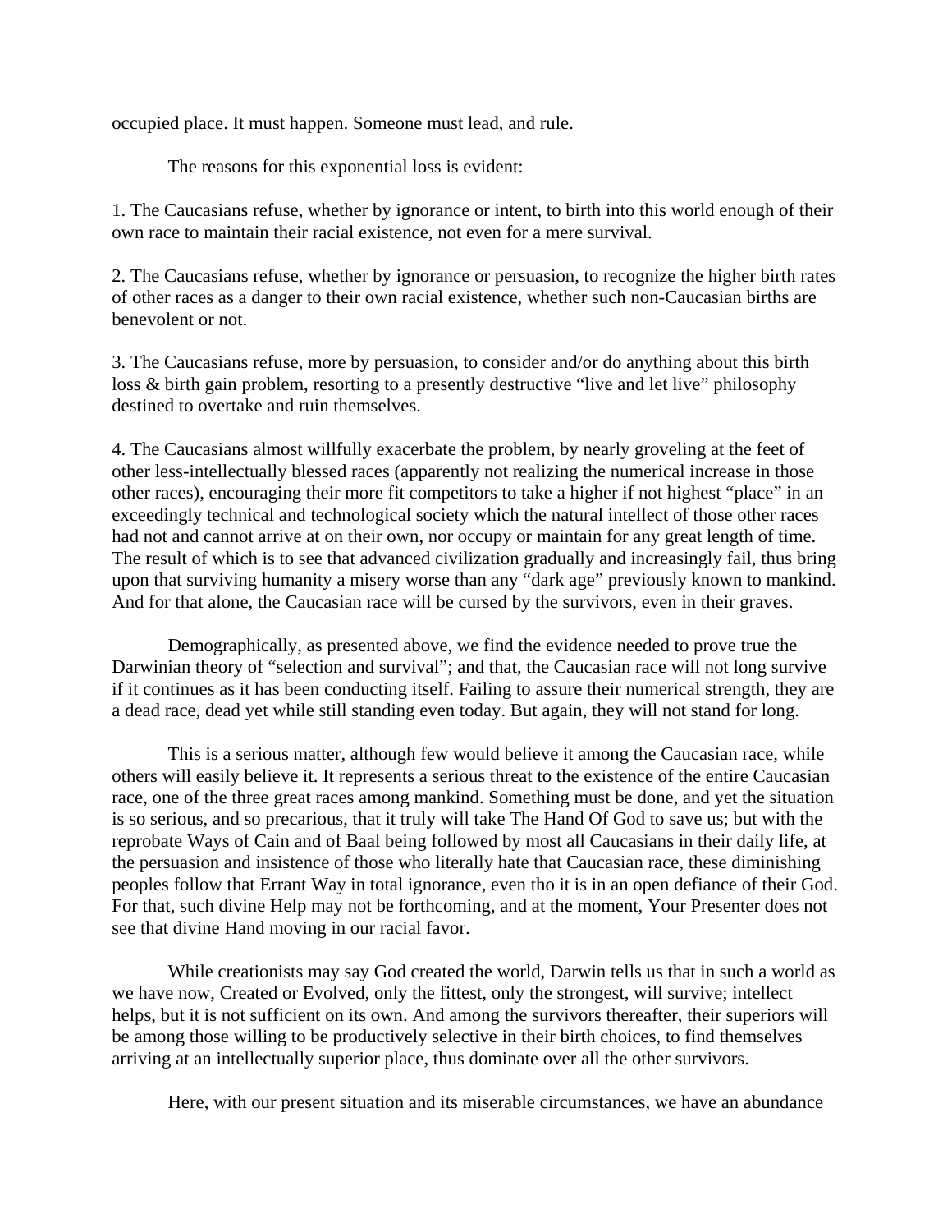occupied place. It must happen. Someone must lead, and rule.

The reasons for this exponential loss is evident:

1. The Caucasians refuse, whether by ignorance or intent, to birth into this world enough of their own race to maintain their racial existence, not even for a mere survival.

2. The Caucasians refuse, whether by ignorance or persuasion, to recognize the higher birth rates of other races as a danger to their own racial existence, whether such non-Caucasian births are benevolent or not.

3. The Caucasians refuse, more by persuasion, to consider and/or do anything about this birth loss & birth gain problem, resorting to a presently destructive "live and let live" philosophy destined to overtake and ruin themselves.

4. The Caucasians almost willfully exacerbate the problem, by nearly groveling at the feet of other less-intellectually blessed races (apparently not realizing the numerical increase in those other races), encouraging their more fit competitors to take a higher if not highest "place" in an exceedingly technical and technological society which the natural intellect of those other races had not and cannot arrive at on their own, nor occupy or maintain for any great length of time. The result of which is to see that advanced civilization gradually and increasingly fail, thus bring upon that surviving humanity a misery worse than any "dark age" previously known to mankind. And for that alone, the Caucasian race will be cursed by the survivors, even in their graves.

Demographically, as presented above, we find the evidence needed to prove true the Darwinian theory of "selection and survival"; and that, the Caucasian race will not long survive if it continues as it has been conducting itself. Failing to assure their numerical strength, they are a dead race, dead yet while still standing even today. But again, they will not stand for long.

This is a serious matter, although few would believe it among the Caucasian race, while others will easily believe it. It represents a serious threat to the existence of the entire Caucasian race, one of the three great races among mankind. Something must be done, and yet the situation is so serious, and so precarious, that it truly will take The Hand Of God to save us; but with the reprobate Ways of Cain and of Baal being followed by most all Caucasians in their daily life, at the persuasion and insistence of those who literally hate that Caucasian race, these diminishing peoples follow that Errant Way in total ignorance, even tho it is in an open defiance of their God. For that, such divine Help may not be forthcoming, and at the moment, Your Presenter does not see that divine Hand moving in our racial favor.

While creationists may say God created the world, Darwin tells us that in such a world as we have now, Created or Evolved, only the fittest, only the strongest, will survive; intellect helps, but it is not sufficient on its own. And among the survivors thereafter, their superiors will be among those willing to be productively selective in their birth choices, to find themselves arriving at an intellectually superior place, thus dominate over all the other survivors.

Here, with our present situation and its miserable circumstances, we have an abundance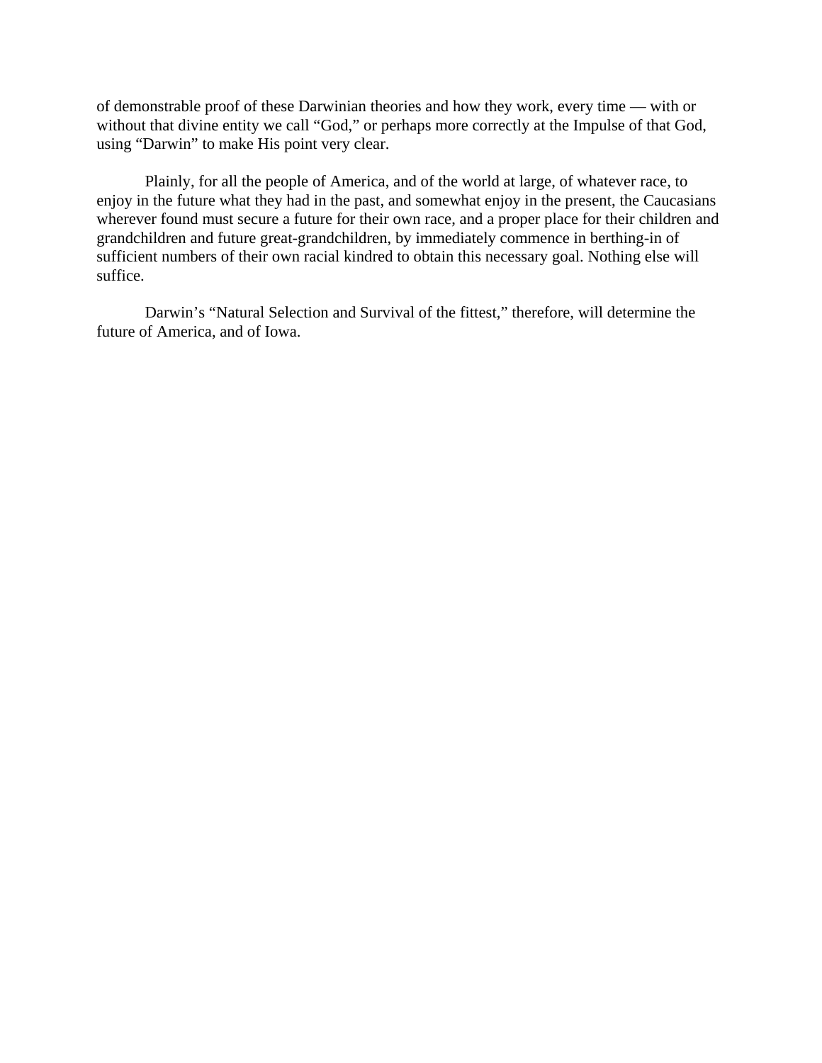of demonstrable proof of these Darwinian theories and how they work, every time — with or without that divine entity we call "God," or perhaps more correctly at the Impulse of that God, using "Darwin" to make His point very clear.

Plainly, for all the people of America, and of the world at large, of whatever race, to enjoy in the future what they had in the past, and somewhat enjoy in the present, the Caucasians wherever found must secure a future for their own race, and a proper place for their children and grandchildren and future great-grandchildren, by immediately commence in berthing-in of sufficient numbers of their own racial kindred to obtain this necessary goal. Nothing else will suffice.

Darwin's "Natural Selection and Survival of the fittest," therefore, will determine the future of America, and of Iowa.